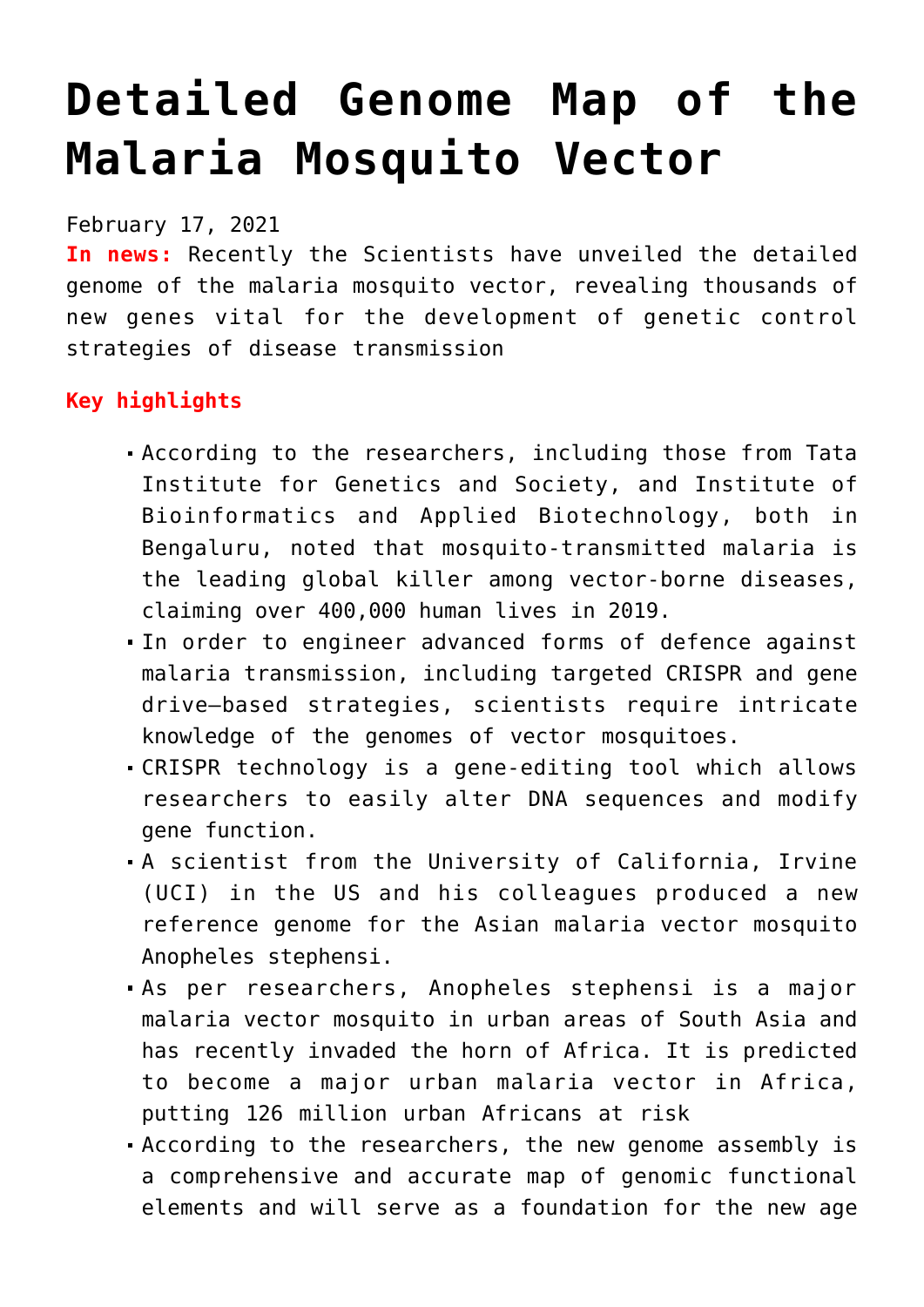# Detailed Genome Map of the Malaria Mosquito Vector

February 17, 2021

**In news:** Recently the Scientists have unveiled the detailed genome of the malaria mosquito vector, revealing thousands of new genes vital for the development of genetic control strategies of disease transmission

**Key highlights**

- According to the researchers, including those from Tata Institute for Genetics and Society, and Institute of Bioinformatics and Applied Biotechnology, both in Bengaluru, noted that mosquito-transmitted malaria is the leading global killer among vector-borne diseases, claiming over 400,000 human lives in 2019.
- In order to engineer advanced forms of defence against malaria transmission, including targeted CRISPR and gene drive–based strategies, scientists require intricate knowledge of the genomes of vector mosquitoes.
- CRISPR technology is a gene-editing tool which allows researchers to easily alter DNA sequences and modify gene function.
- A scientist from the University of California, Irvine (UCI) in the US and his colleagues produced a new reference genome for the Asian malaria vector mosquito Anopheles stephensi.
- As per researchers, Anopheles stephensi is a major malaria vector mosquito in urban areas of South Asia and has recently invaded the horn of Africa. It is predicted to become a major urban malaria vector in Africa, putting 126 million urban Africans at risk
- According to the researchers, the new genome assembly is a comprehensive and accurate map of genomic functional elements and will serve as a foundation for the new age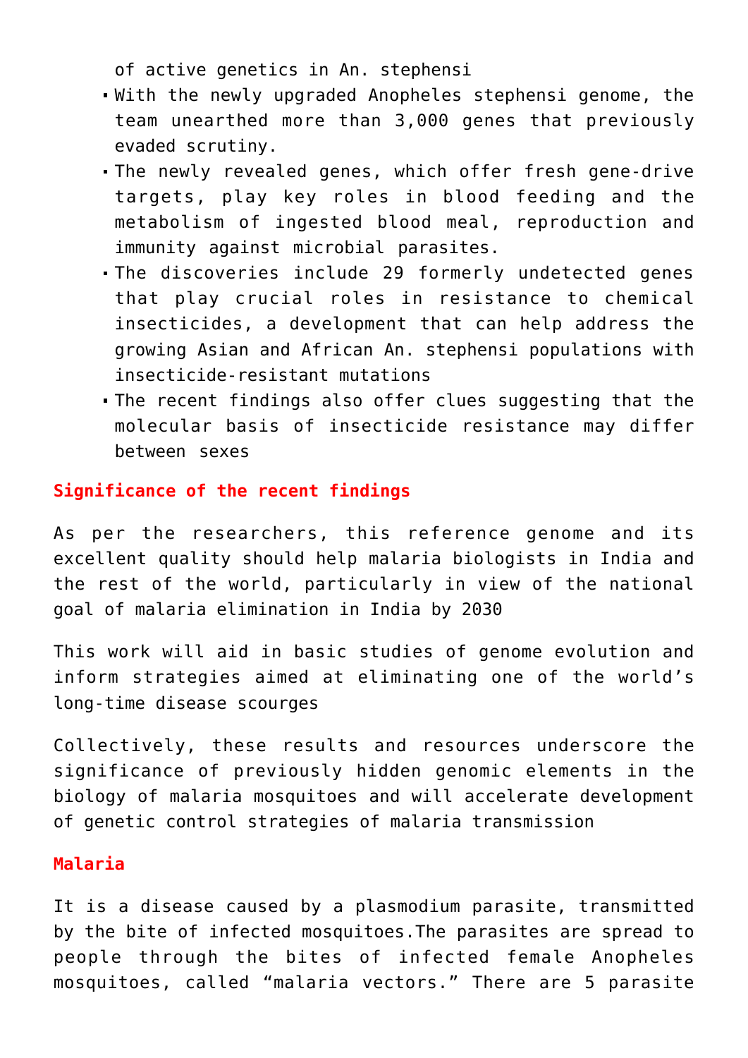of active genetics in An. stephensi

- With the newly upgraded Anopheles stephensi genome, the team unearthed more than 3,000 genes that previously evaded scrutiny.
- The newly revealed genes, which offer fresh gene-drive targets, play key roles in blood feeding and the metabolism of ingested blood meal, reproduction and immunity against microbial parasites.
- The discoveries include 29 formerly undetected genes that play crucial roles in resistance to chemical insecticides, a development that can help address the growing Asian and African An. stephensi populations with insecticide-resistant mutations
- The recent findings also offer clues suggesting that the molecular basis of insecticide resistance may differ between sexes

## Significance of the recent findings

As per the researchers, this reference genome and its excellent quality should help malaria biologists in India and the rest of the world, particularly in view of the national goal of malaria elimination in India by 2030

This work will aid in basic studies of genome evolution and inform strategies aimed at eliminating one of the world's long-time disease scourges

Collectively, these results and resources underscore the significance of previously hidden genomic elements in the biology of malaria mosquitoes and will accelerate development of genetic control strategies of malaria transmission

## Malaria

It is a disease caused by a plasmodium parasite, transmitted by the bite of infected mosquitoes.The parasites are spread to people through the bites of infected female Anopheles mosquitoes, called "malaria vectors." There are 5 parasite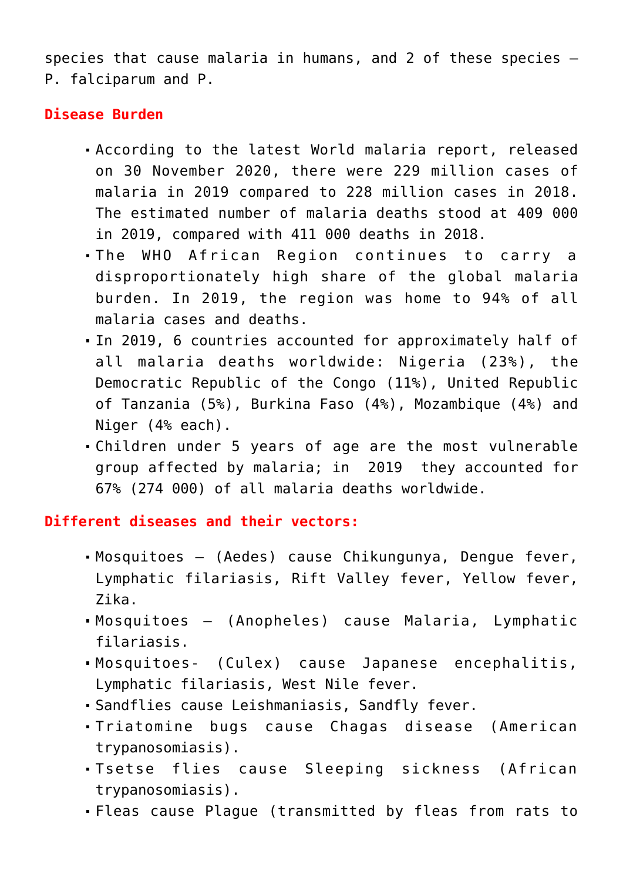species that cause malaria in humans, and 2 of these species – P. falciparum and P.

**Disease Burden**

- According to the latest World malaria report, released on 30 November 2020, there were 229 million cases of malaria in 2019 compared to 228 million cases in 2018. The estimated number of malaria deaths stood at 409 000 in 2019, compared with 411 000 deaths in 2018.
- The WHO African Region continues to carry a disproportionately high share of the global malaria burden. In 2019, the region was home to 94% of all malaria cases and deaths.
- In 2019, 6 countries accounted for approximately half of all malaria deaths worldwide: Nigeria (23%), the Democratic Republic of the Congo (11%), United Republic of Tanzania (5%), Burkina Faso (4%), Mozambique (4%) and Niger (4% each).
- Children under 5 years of age are the most vulnerable group affected by malaria; in 2019 they accounted for 67% (274 000) of all malaria deaths worldwide.

**Different diseases and their vectors:**

- Mosquitoes – (Aedes) cause Chikungunya, Dengue fever, Lymphatic filariasis, Rift Valley fever, Yellow fever, Zika.
- Mosquitoes – (Anopheles) cause Malaria, Lymphatic filariasis.
- Mosquitoes- (Culex) cause Japanese encephalitis, Lymphatic filariasis, West Nile fever.
- Sandflies cause Leishmaniasis, Sandfly fever.
- Triatomine bugs cause Chagas disease (American trypanosomiasis).
- Tsetse flies cause Sleeping sickness (African trypanosomiasis).
- Fleas cause Plague (transmitted by fleas from rats to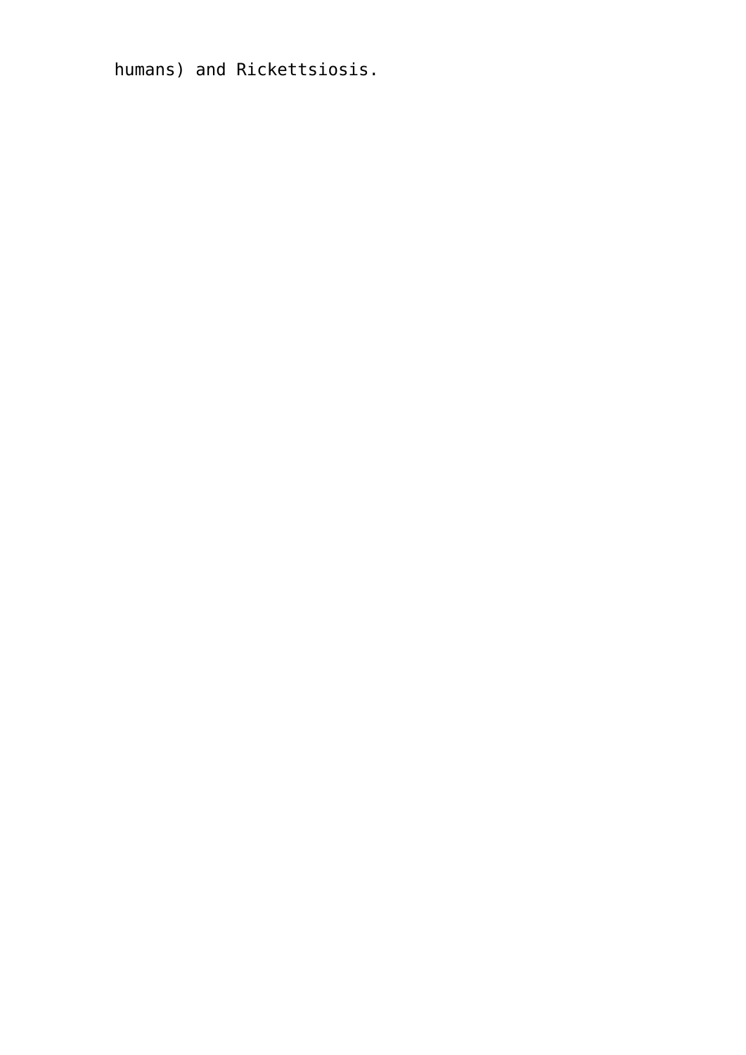humans) and Rickettsiosis.